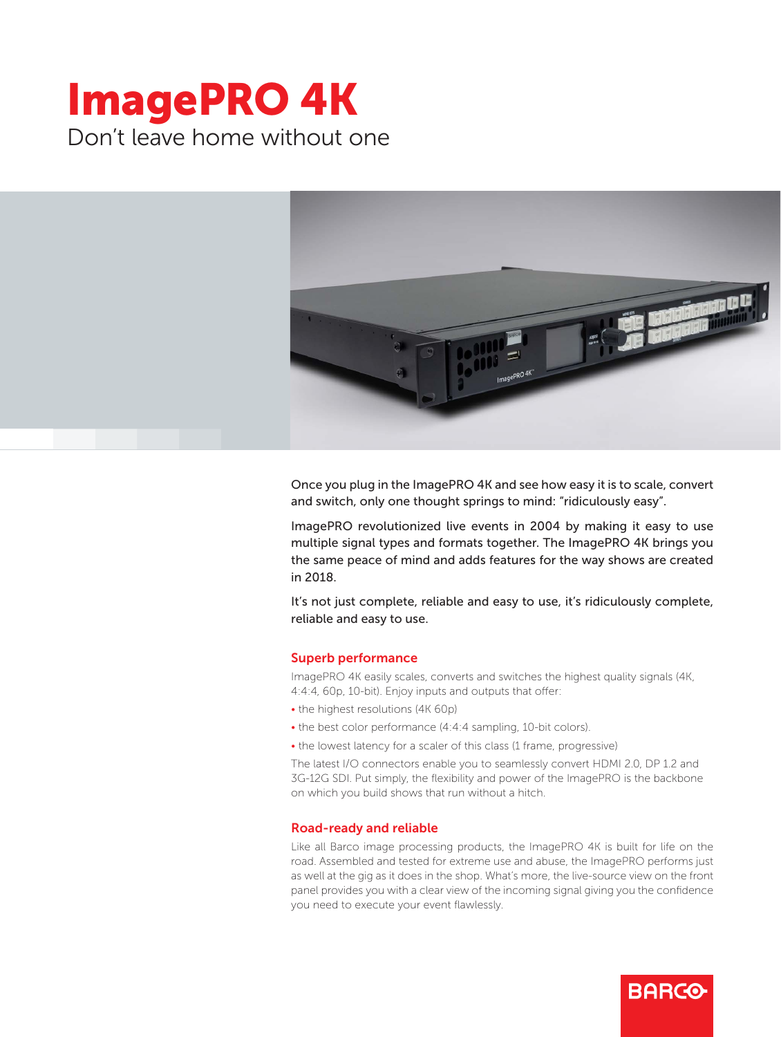# ImagePRO 4K

Don't leave home without one

Once you plug in the ImagePRO 4K and see how easy it is to scale, convert and switch, only one thought springs to mind: "ridiculously easy".

ImagePRO revolutionized live events in 2004 by making it easy to use multiple signal types and formats together. The ImagePRO 4K brings you the same peace of mind and adds features for the way shows are created in 2018.

It's not just complete, reliable and easy to use, it's ridiculously complete, reliable and easy to use.

## Superb performance

ImagePRO 4K easily scales, converts and switches the highest quality signals (4K, 4:4:4, 60p, 10-bit). Enjoy inputs and outputs that offer:

- the highest resolutions (4K 60p)
- the best color performance (4:4:4 sampling, 10-bit colors).
- the lowest latency for a scaler of this class (1 frame, progressive)

The latest I/O connectors enable you to seamlessly convert HDMI 2.0, DP 1.2 and 3G-12G SDI. Put simply, the flexibility and power of the ImagePRO is the backbone on which you build shows that run without a hitch.

## Road-ready and reliable

Like all Barco image processing products, the ImagePRO 4K is built for life on the road. Assembled and tested for extreme use and abuse, the ImagePRO performs just as well at the gig as it does in the shop. What's more, the live-source view on the front panel provides you with a clear view of the incoming signal giving you the confidence you need to execute your event flawlessly.

BARCO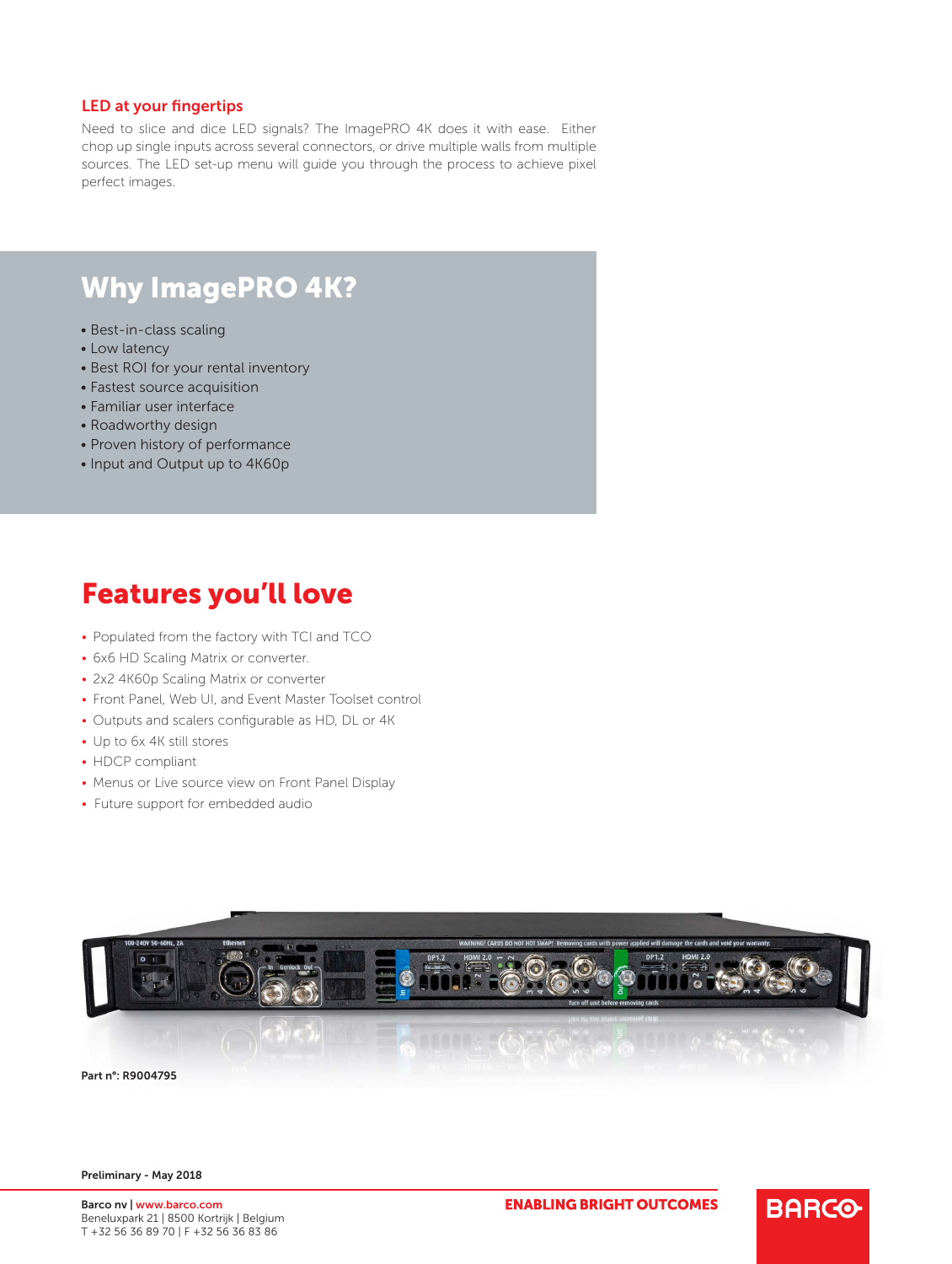### LED at your fingertips

Need to slice and dice LED signals? The ImagePRO 4K does it with ease. Either chop up single inputs across several connectors, or drive multiple walls from multiple sources. The LED set-up menu will guide you through the process to achieve pixel perfect images.

## Why ImagePRO 4K?

- Best-in-class scaling
- Low latency
- Best ROI for your rental inventory
- Fastest source acquisition
- Familiar user interface
- Roadworthy design
- Proven history of performance
- Input and Output up to 4K60p

## Features you'll love

- Populated from the factory with TCI and TCO
- 6x6 HD Scaling Matrix or converter.
- 2x2 4K60p Scaling Matrix or converter
- Front Panel, Web UI, and Event Master Toolset control
- Outputs and scalers configurable as HD, DL or 4K
- Up to 6x 4K still stores
- HDCP compliant
- Menus or Live source view on Front Panel Display
- Future support for embedded audio

**Part n°: R9004795**

**Preliminary - May 2018**

**Barco nv** | www.barco.com
Beneluxpark 21 | 8500 Kortrijk | Belgium
T +32 56 36 89 70 | F +32 56 36 83 86

**ENABLING BRIGHT OUTCOMES**